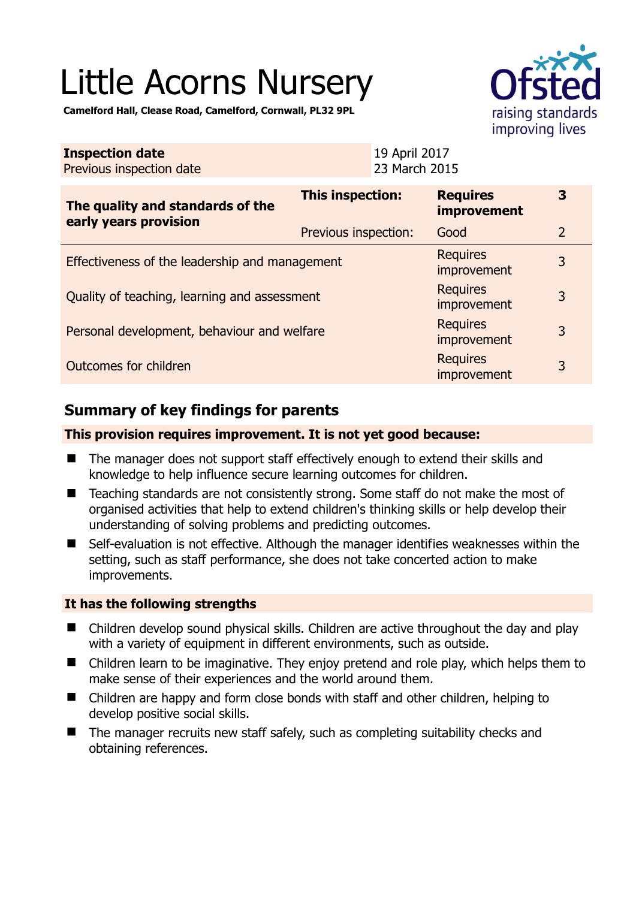# Little Acorns Nursery

**Camelford Hall, Clease Road, Camelford, Cornwall, PL32 9PL**

| **Inspection date** | 19 April 2017 |
|---|---|
| Previous inspection date | 23 March 2015 |

| **The quality and standards of the early years provision** | **This inspection:** | **Requires improvement** | **3** |
|---|---|---|---|
| | Previous inspection: | Good | 2 |
| Effectiveness of the leadership and management | | Requires improvement | 3 |
| Quality of teaching, learning and assessment | | Requires improvement | 3 |
| Personal development, behaviour and welfare | | Requires improvement | 3 |
| Outcomes for children | | Requires improvement | 3 |

## Summary of key findings for parents

**This provision requires improvement. It is not yet good because:**

- The manager does not support staff effectively enough to extend their skills and knowledge to help influence secure learning outcomes for children.
- Teaching standards are not consistently strong. Some staff do not make the most of organised activities that help to extend children's thinking skills or help develop their understanding of solving problems and predicting outcomes.
- Self-evaluation is not effective. Although the manager identifies weaknesses within the setting, such as staff performance, she does not take concerted action to make improvements.

**It has the following strengths**

- Children develop sound physical skills. Children are active throughout the day and play with a variety of equipment in different environments, such as outside.
- Children learn to be imaginative. They enjoy pretend and role play, which helps them to make sense of their experiences and the world around them.
- Children are happy and form close bonds with staff and other children, helping to develop positive social skills.
- The manager recruits new staff safely, such as completing suitability checks and obtaining references.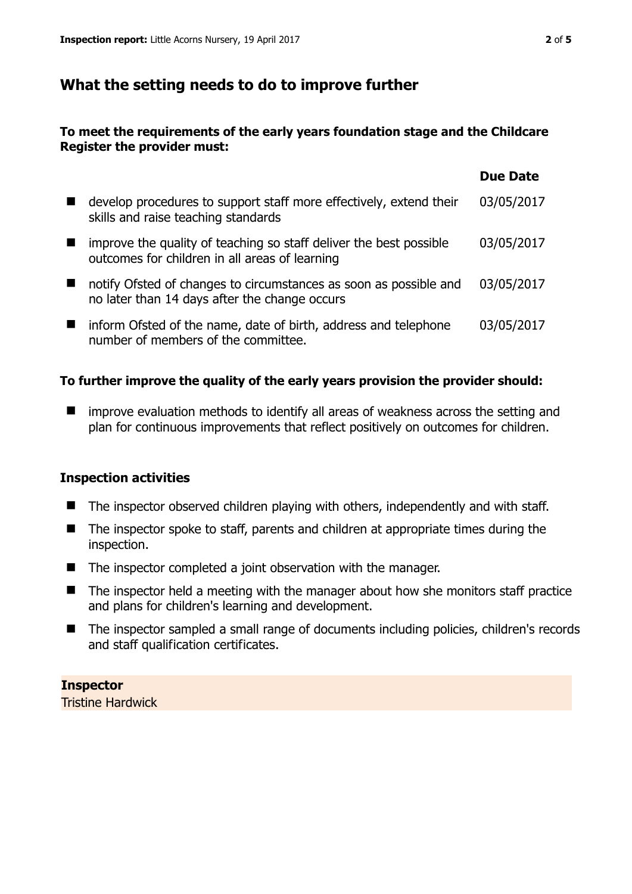## What the setting needs to do to improve further

**To meet the requirements of the early years foundation stage and the Childcare Register the provider must:**

| | Due Date |
|---|---|
| develop procedures to support staff more effectively, extend their skills and raise teaching standards | 03/05/2017 |
| improve the quality of teaching so staff deliver the best possible outcomes for children in all areas of learning | 03/05/2017 |
| notify Ofsted of changes to circumstances as soon as possible and no later than 14 days after the change occurs | 03/05/2017 |
| inform Ofsted of the name, date of birth, address and telephone number of members of the committee. | 03/05/2017 |

**To further improve the quality of the early years provision the provider should:**

- improve evaluation methods to identify all areas of weakness across the setting and plan for continuous improvements that reflect positively on outcomes for children.

### Inspection activities

- The inspector observed children playing with others, independently and with staff.
- The inspector spoke to staff, parents and children at appropriate times during the inspection.
- The inspector completed a joint observation with the manager.
- The inspector held a meeting with the manager about how she monitors staff practice and plans for children's learning and development.
- The inspector sampled a small range of documents including policies, children's records and staff qualification certificates.

**Inspector**
Tristine Hardwick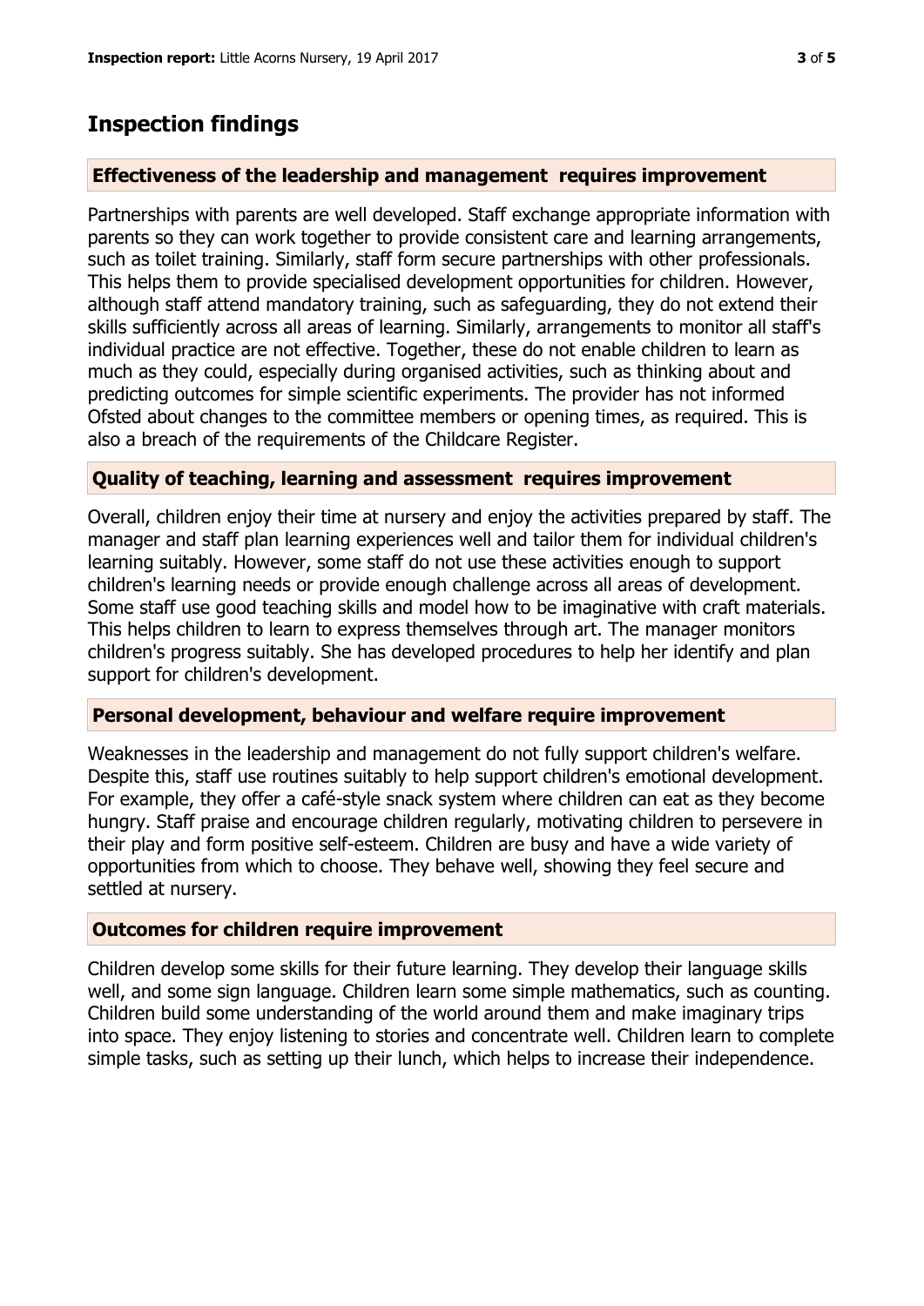## Inspection findings

### Effectiveness of the leadership and management requires improvement

Partnerships with parents are well developed. Staff exchange appropriate information with parents so they can work together to provide consistent care and learning arrangements, such as toilet training. Similarly, staff form secure partnerships with other professionals. This helps them to provide specialised development opportunities for children. However, although staff attend mandatory training, such as safeguarding, they do not extend their skills sufficiently across all areas of learning. Similarly, arrangements to monitor all staff's individual practice are not effective. Together, these do not enable children to learn as much as they could, especially during organised activities, such as thinking about and predicting outcomes for simple scientific experiments. The provider has not informed Ofsted about changes to the committee members or opening times, as required. This is also a breach of the requirements of the Childcare Register.

### Quality of teaching, learning and assessment requires improvement

Overall, children enjoy their time at nursery and enjoy the activities prepared by staff. The manager and staff plan learning experiences well and tailor them for individual children's learning suitably. However, some staff do not use these activities enough to support children's learning needs or provide enough challenge across all areas of development. Some staff use good teaching skills and model how to be imaginative with craft materials. This helps children to learn to express themselves through art. The manager monitors children's progress suitably. She has developed procedures to help her identify and plan support for children's development.

### Personal development, behaviour and welfare require improvement

Weaknesses in the leadership and management do not fully support children's welfare. Despite this, staff use routines suitably to help support children's emotional development. For example, they offer a café-style snack system where children can eat as they become hungry. Staff praise and encourage children regularly, motivating children to persevere in their play and form positive self-esteem. Children are busy and have a wide variety of opportunities from which to choose. They behave well, showing they feel secure and settled at nursery.

### Outcomes for children require improvement

Children develop some skills for their future learning. They develop their language skills well, and some sign language. Children learn some simple mathematics, such as counting. Children build some understanding of the world around them and make imaginary trips into space. They enjoy listening to stories and concentrate well. Children learn to complete simple tasks, such as setting up their lunch, which helps to increase their independence.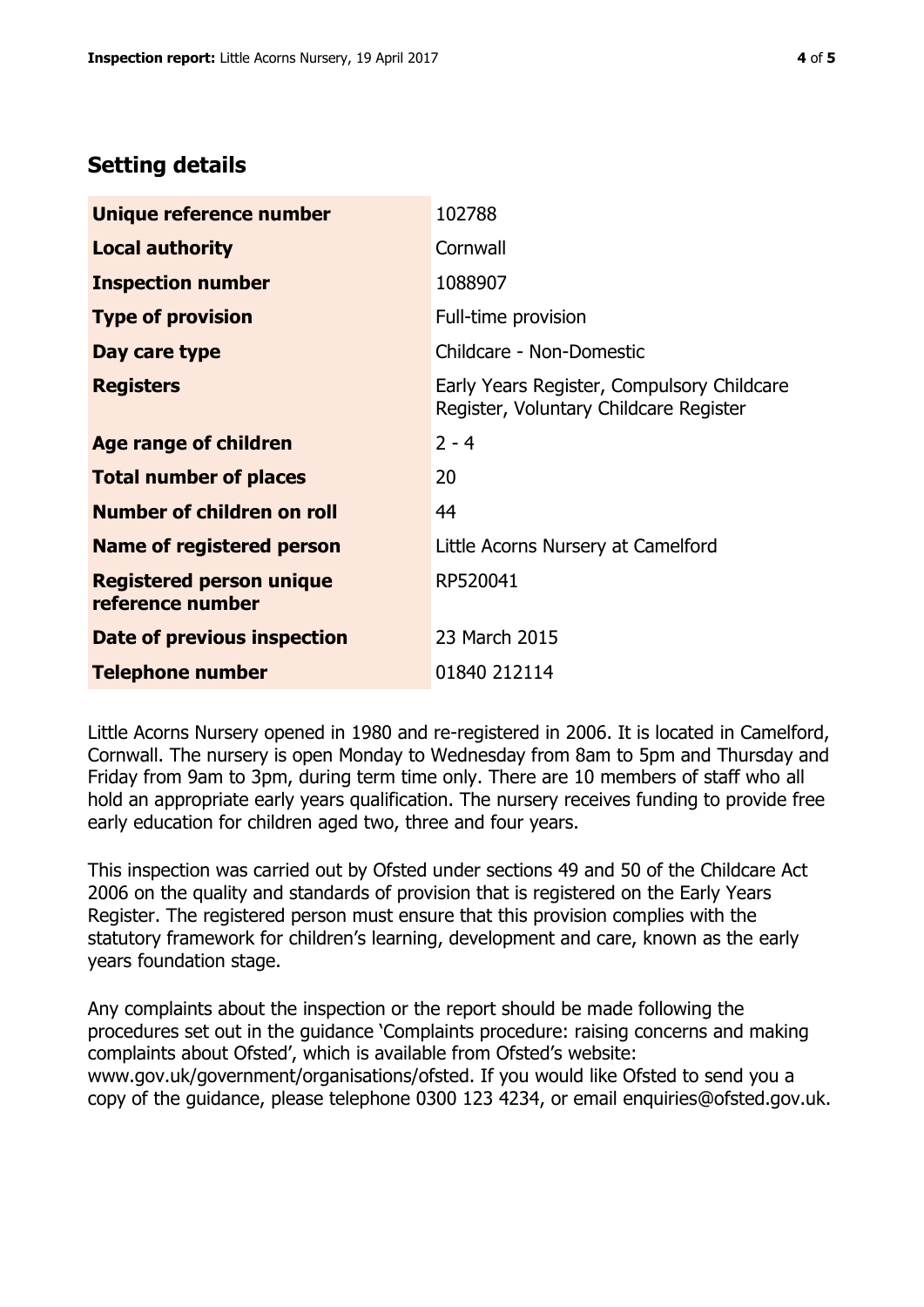## Setting details

| | |
|---|---|
| **Unique reference number** | 102788 |
| **Local authority** | Cornwall |
| **Inspection number** | 1088907 |
| **Type of provision** | Full-time provision |
| **Day care type** | Childcare - Non-Domestic |
| **Registers** | Early Years Register, Compulsory Childcare Register, Voluntary Childcare Register |
| **Age range of children** | 2 - 4 |
| **Total number of places** | 20 |
| **Number of children on roll** | 44 |
| **Name of registered person** | Little Acorns Nursery at Camelford |
| **Registered person unique reference number** | RP520041 |
| **Date of previous inspection** | 23 March 2015 |
| **Telephone number** | 01840 212114 |

Little Acorns Nursery opened in 1980 and re-registered in 2006. It is located in Camelford, Cornwall. The nursery is open Monday to Wednesday from 8am to 5pm and Thursday and Friday from 9am to 3pm, during term time only. There are 10 members of staff who all hold an appropriate early years qualification. The nursery receives funding to provide free early education for children aged two, three and four years.

This inspection was carried out by Ofsted under sections 49 and 50 of the Childcare Act 2006 on the quality and standards of provision that is registered on the Early Years Register. The registered person must ensure that this provision complies with the statutory framework for children's learning, development and care, known as the early years foundation stage.

Any complaints about the inspection or the report should be made following the procedures set out in the guidance 'Complaints procedure: raising concerns and making complaints about Ofsted', which is available from Ofsted's website: www.gov.uk/government/organisations/ofsted. If you would like Ofsted to send you a copy of the guidance, please telephone 0300 123 4234, or email enquiries@ofsted.gov.uk.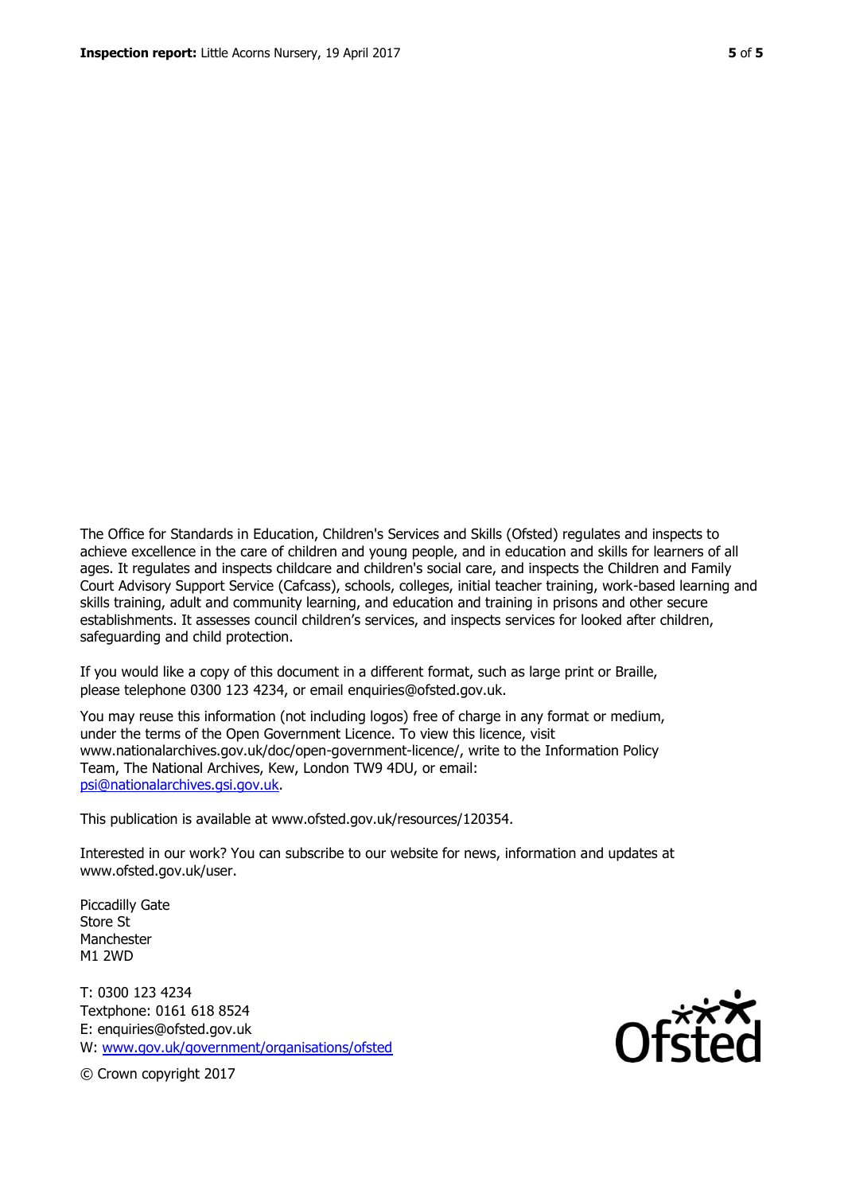The Office for Standards in Education, Children's Services and Skills (Ofsted) regulates and inspects to achieve excellence in the care of children and young people, and in education and skills for learners of all ages. It regulates and inspects childcare and children's social care, and inspects the Children and Family Court Advisory Support Service (Cafcass), schools, colleges, initial teacher training, work-based learning and skills training, adult and community learning, and education and training in prisons and other secure establishments. It assesses council children's services, and inspects services for looked after children, safeguarding and child protection.

If you would like a copy of this document in a different format, such as large print or Braille, please telephone 0300 123 4234, or email enquiries@ofsted.gov.uk.

You may reuse this information (not including logos) free of charge in any format or medium, under the terms of the Open Government Licence. To view this licence, visit www.nationalarchives.gov.uk/doc/open-government-licence/, write to the Information Policy Team, The National Archives, Kew, London TW9 4DU, or email: psi@nationalarchives.gsi.gov.uk.

This publication is available at www.ofsted.gov.uk/resources/120354.

Interested in our work? You can subscribe to our website for news, information and updates at www.ofsted.gov.uk/user.

Piccadilly Gate
Store St
Manchester
M1 2WD

T: 0300 123 4234
Textphone: 0161 618 8524
E: enquiries@ofsted.gov.uk
W: www.gov.uk/government/organisations/ofsted

© Crown copyright 2017